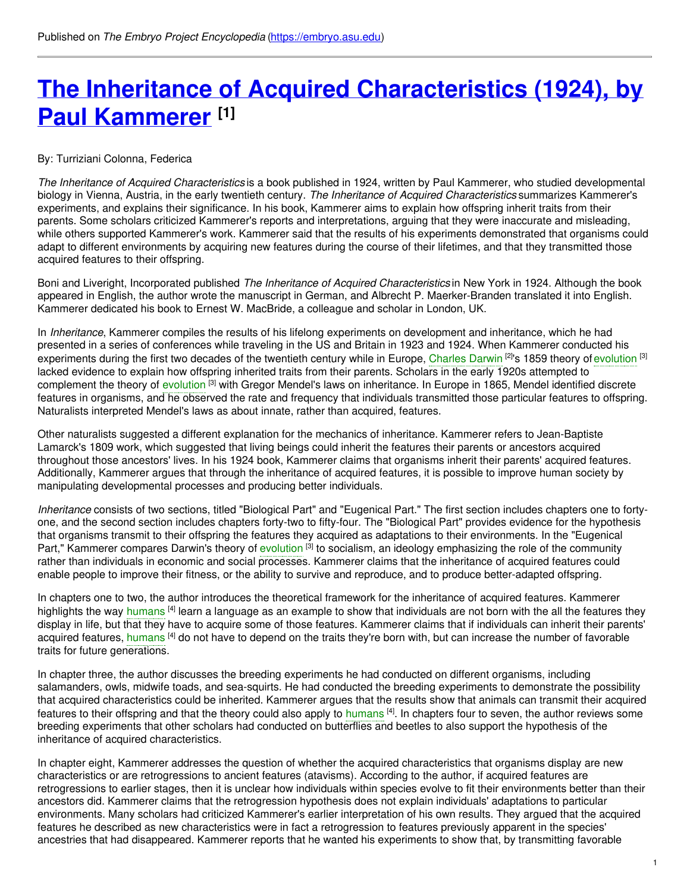Published on *The Embryo Project Encyclopedia* (https://embryo.asu.edu)

# The Inheritance of Acquired Characteristics (1924), by Paul Kammerer [1]

By: Turriziani Colonna, Federica

*The Inheritance of Acquired Characteristics* is a book published in 1924, written by Paul Kammerer, who studied developmental biology in Vienna, Austria, in the early twentieth century. *The Inheritance of Acquired Characteristics* summarizes Kammerer's experiments, and explains their significance. In his book, Kammerer aims to explain how offspring inherit traits from their parents. Some scholars criticized Kammerer's reports and interpretations, arguing that they were inaccurate and misleading, while others supported Kammerer's work. Kammerer said that the results of his experiments demonstrated that organisms could adapt to different environments by acquiring new features during the course of their lifetimes, and that they transmitted those acquired features to their offspring.

Boni and Liveright, Incorporated published *The Inheritance of Acquired Characteristics* in New York in 1924. Although the book appeared in English, the author wrote the manuscript in German, and Albrecht P. Maerker-Branden translated it into English. Kammerer dedicated his book to Ernest W. MacBride, a colleague and scholar in London, UK.

In *Inheritance*, Kammerer compiles the results of his lifelong experiments on development and inheritance, which he had presented in a series of conferences while traveling in the US and Britain in 1923 and 1924. When Kammerer conducted his experiments during the first two decades of the twentieth century while in Europe, Charles Darwin [2]'s 1859 theory of evolution [3] lacked evidence to explain how offspring inherited traits from their parents. Scholars in the early 1920s attempted to complement the theory of evolution [3] with Gregor Mendel's laws on inheritance. In Europe in 1865, Mendel identified discrete features in organisms, and he observed the rate and frequency that individuals transmitted those particular features to offspring. Naturalists interpreted Mendel's laws as about innate, rather than acquired, features.

Other naturalists suggested a different explanation for the mechanics of inheritance. Kammerer refers to Jean-Baptiste Lamarck's 1809 work, which suggested that living beings could inherit the features their parents or ancestors acquired throughout those ancestors' lives. In his 1924 book, Kammerer claims that organisms inherit their parents' acquired features. Additionally, Kammerer argues that through the inheritance of acquired features, it is possible to improve human society by manipulating developmental processes and producing better individuals.

*Inheritance* consists of two sections, titled "Biological Part" and "Eugenical Part." The first section includes chapters one to forty-one, and the second section includes chapters forty-two to fifty-four. The "Biological Part" provides evidence for the hypothesis that organisms transmit to their offspring the features they acquired as adaptations to their environments. In the "Eugenical Part," Kammerer compares Darwin's theory of evolution [3] to socialism, an ideology emphasizing the role of the community rather than individuals in economic and social processes. Kammerer claims that the inheritance of acquired features could enable people to improve their fitness, or the ability to survive and reproduce, and to produce better-adapted offspring.

In chapters one to two, the author introduces the theoretical framework for the inheritance of acquired features. Kammerer highlights the way humans [4] learn a language as an example to show that individuals are not born with the all the features they display in life, but that they have to acquire some of those features. Kammerer claims that if individuals can inherit their parents' acquired features, humans [4] do not have to depend on the traits they're born with, but can increase the number of favorable traits for future generations.

In chapter three, the author discusses the breeding experiments he had conducted on different organisms, including salamanders, owls, midwife toads, and sea-squirts. He had conducted the breeding experiments to demonstrate the possibility that acquired characteristics could be inherited. Kammerer argues that the results show that animals can transmit their acquired features to their offspring and that the theory could also apply to humans [4]. In chapters four to seven, the author reviews some breeding experiments that other scholars had conducted on butterflies and beetles to also support the hypothesis of the inheritance of acquired characteristics.

In chapter eight, Kammerer addresses the question of whether the acquired characteristics that organisms display are new characteristics or are retrogressions to ancient features (atavisms). According to the author, if acquired features are retrogressions to earlier stages, then it is unclear how individuals within species evolve to fit their environments better than their ancestors did. Kammerer claims that the retrogression hypothesis does not explain individuals' adaptations to particular environments. Many scholars had criticized Kammerer's earlier interpretation of his own results. They argued that the acquired features he described as new characteristics were in fact a retrogression to features previously apparent in the species' ancestries that had disappeared. Kammerer reports that he wanted his experiments to show that, by transmitting favorable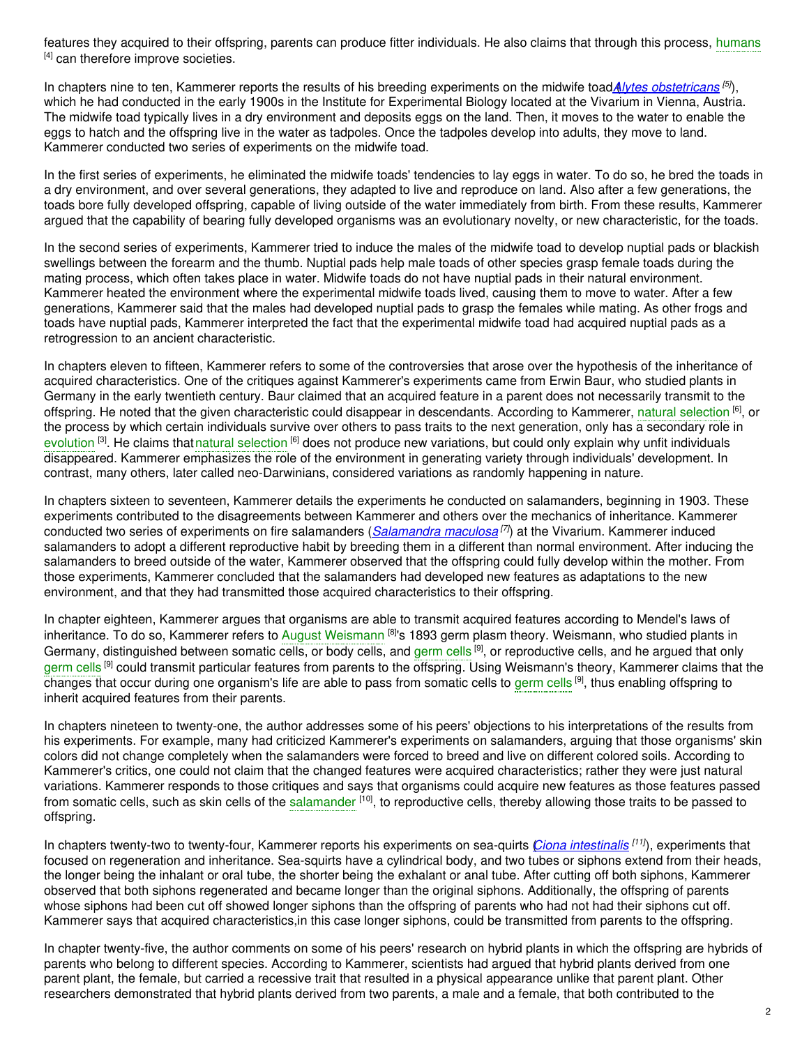features they acquired to their offspring, parents can produce fitter individuals. He also claims that through this process, humans [4] can therefore improve societies.

In chapters nine to ten, Kammerer reports the results of his breeding experiments on the midwife toad (*Alytes obstetricans* [5]), which he had conducted in the early 1900s in the Institute for Experimental Biology located at the Vivarium in Vienna, Austria. The midwife toad typically lives in a dry environment and deposits eggs on the land. Then, it moves to the water to enable the eggs to hatch and the offspring live in the water as tadpoles. Once the tadpoles develop into adults, they move to land. Kammerer conducted two series of experiments on the midwife toad.

In the first series of experiments, he eliminated the midwife toads' tendencies to lay eggs in water. To do so, he bred the toads in a dry environment, and over several generations, they adapted to live and reproduce on land. Also after a few generations, the toads bore fully developed offspring, capable of living outside of the water immediately from birth. From these results, Kammerer argued that the capability of bearing fully developed organisms was an evolutionary novelty, or new characteristic, for the toads.

In the second series of experiments, Kammerer tried to induce the males of the midwife toad to develop nuptial pads or blackish swellings between the forearm and the thumb. Nuptial pads help male toads of other species grasp female toads during the mating process, which often takes place in water. Midwife toads do not have nuptial pads in their natural environment. Kammerer heated the environment where the experimental midwife toads lived, causing them to move to water. After a few generations, Kammerer said that the males had developed nuptial pads to grasp the females while mating. As other frogs and toads have nuptial pads, Kammerer interpreted the fact that the experimental midwife toad had acquired nuptial pads as a retrogression to an ancient characteristic.

In chapters eleven to fifteen, Kammerer refers to some of the controversies that arose over the hypothesis of the inheritance of acquired characteristics. One of the critiques against Kammerer's experiments came from Erwin Baur, who studied plants in Germany in the early twentieth century. Baur claimed that an acquired feature in a parent does not necessarily transmit to the offspring. He noted that the given characteristic could disappear in descendants. According to Kammerer, natural selection [6], or the process by which certain individuals survive over others to pass traits to the next generation, only has a secondary role in evolution [3]. He claims that natural selection [6] does not produce new variations, but could only explain why unfit individuals disappeared. Kammerer emphasizes the role of the environment in generating variety through individuals' development. In contrast, many others, later called neo-Darwinians, considered variations as randomly happening in nature.

In chapters sixteen to seventeen, Kammerer details the experiments he conducted on salamanders, beginning in 1903. These experiments contributed to the disagreements between Kammerer and others over the mechanics of inheritance. Kammerer conducted two series of experiments on fire salamanders (*Salamandra maculosa* [7]) at the Vivarium. Kammerer induced salamanders to adopt a different reproductive habit by breeding them in a different than normal environment. After inducing the salamanders to breed outside of the water, Kammerer observed that the offspring could fully develop within the mother. From those experiments, Kammerer concluded that the salamanders had developed new features as adaptations to the new environment, and that they had transmitted those acquired characteristics to their offspring.

In chapter eighteen, Kammerer argues that organisms are able to transmit acquired features according to Mendel's laws of inheritance. To do so, Kammerer refers to August Weismann [8]'s 1893 germ plasm theory. Weismann, who studied plants in Germany, distinguished between somatic cells, or body cells, and germ cells [9], or reproductive cells, and he argued that only germ cells [9] could transmit particular features from parents to the offspring. Using Weismann's theory, Kammerer claims that the changes that occur during one organism's life are able to pass from somatic cells to germ cells [9], thus enabling offspring to inherit acquired features from their parents.

In chapters nineteen to twenty-one, the author addresses some of his peers' objections to his interpretations of the results from his experiments. For example, many had criticized Kammerer's experiments on salamanders, arguing that those organisms' skin colors did not change completely when the salamanders were forced to breed and live on different colored soils. According to Kammerer's critics, one could not claim that the changed features were acquired characteristics; rather they were just natural variations. Kammerer responds to those critiques and says that organisms could acquire new features as those features passed from somatic cells, such as skin cells of the salamander [10], to reproductive cells, thereby allowing those traits to be passed to offspring.

In chapters twenty-two to twenty-four, Kammerer reports his experiments on sea-squirts (*Ciona intestinalis* [11]), experiments that focused on regeneration and inheritance. Sea-squirts have a cylindrical body, and two tubes or siphons extend from their heads, the longer being the inhalant or oral tube, the shorter being the exhalant or anal tube. After cutting off both siphons, Kammerer observed that both siphons regenerated and became longer than the original siphons. Additionally, the offspring of parents whose siphons had been cut off showed longer siphons than the offspring of parents who had not had their siphons cut off. Kammerer says that acquired characteristics,in this case longer siphons, could be transmitted from parents to the offspring.

In chapter twenty-five, the author comments on some of his peers' research on hybrid plants in which the offspring are hybrids of parents who belong to different species. According to Kammerer, scientists had argued that hybrid plants derived from one parent plant, the female, but carried a recessive trait that resulted in a physical appearance unlike that parent plant. Other researchers demonstrated that hybrid plants derived from two parents, a male and a female, that both contributed to the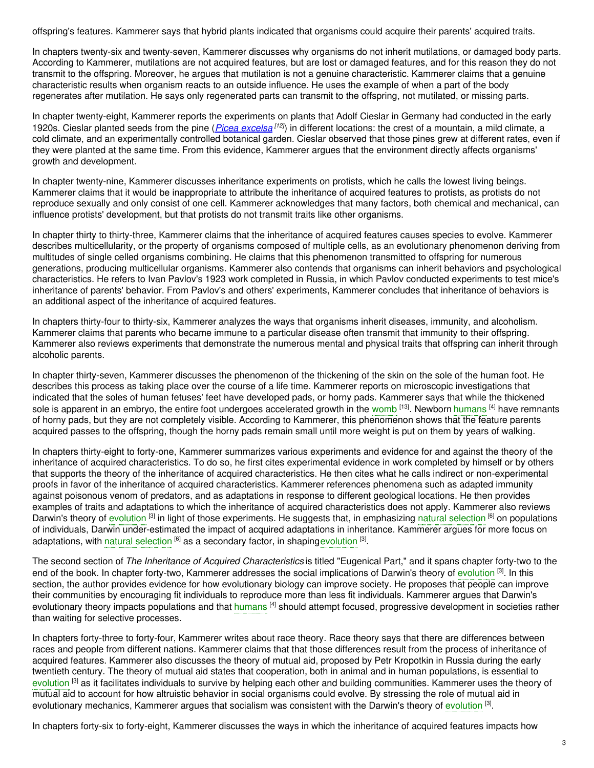offspring's features. Kammerer says that hybrid plants indicated that organisms could acquire their parents' acquired traits.

In chapters twenty-six and twenty-seven, Kammerer discusses why organisms do not inherit mutilations, or damaged body parts. According to Kammerer, mutilations are not acquired features, but are lost or damaged features, and for this reason they do not transmit to the offspring. Moreover, he argues that mutilation is not a genuine characteristic. Kammerer claims that a genuine characteristic results when organism reacts to an outside influence. He uses the example of when a part of the body regenerates after mutilation. He says only regenerated parts can transmit to the offspring, not mutilated, or missing parts.

In chapter twenty-eight, Kammerer reports the experiments on plants that Adolf Cieslar in Germany had conducted in the early 1920s. Cieslar planted seeds from the pine (*Picea excelsa* [12]) in different locations: the crest of a mountain, a mild climate, a cold climate, and an experimentally controlled botanical garden. Cieslar observed that those pines grew at different rates, even if they were planted at the same time. From this evidence, Kammerer argues that the environment directly affects organisms' growth and development.

In chapter twenty-nine, Kammerer discusses inheritance experiments on protists, which he calls the lowest living beings. Kammerer claims that it would be inappropriate to attribute the inheritance of acquired features to protists, as protists do not reproduce sexually and only consist of one cell. Kammerer acknowledges that many factors, both chemical and mechanical, can influence protists' development, but that protists do not transmit traits like other organisms.

In chapter thirty to thirty-three, Kammerer claims that the inheritance of acquired features causes species to evolve. Kammerer describes multicellularity, or the property of organisms composed of multiple cells, as an evolutionary phenomenon deriving from multitudes of single celled organisms combining. He claims that this phenomenon transmitted to offspring for numerous generations, producing multicellular organisms. Kammerer also contends that organisms can inherit behaviors and psychological characteristics. He refers to Ivan Pavlov's 1923 work completed in Russia, in which Pavlov conducted experiments to test mice's inheritance of parents' behavior. From Pavlov's and others' experiments, Kammerer concludes that inheritance of behaviors is an additional aspect of the inheritance of acquired features.

In chapters thirty-four to thirty-six, Kammerer analyzes the ways that organisms inherit diseases, immunity, and alcoholism. Kammerer claims that parents who became immune to a particular disease often transmit that immunity to their offspring. Kammerer also reviews experiments that demonstrate the numerous mental and physical traits that offspring can inherit through alcoholic parents.

In chapter thirty-seven, Kammerer discusses the phenomenon of the thickening of the skin on the sole of the human foot. He describes this process as taking place over the course of a life time. Kammerer reports on microscopic investigations that indicated that the soles of human fetuses' feet have developed pads, or horny pads. Kammerer says that while the thickened sole is apparent in an embryo, the entire foot undergoes accelerated growth in the womb [13]. Newborn humans [4] have remnants of horny pads, but they are not completely visible. According to Kammerer, this phenomenon shows that the feature parents acquired passes to the offspring, though the horny pads remain small until more weight is put on them by years of walking.

In chapters thirty-eight to forty-one, Kammerer summarizes various experiments and evidence for and against the theory of the inheritance of acquired characteristics. To do so, he first cites experimental evidence in work completed by himself or by others that supports the theory of the inheritance of acquired characteristics. He then cites what he calls indirect or non-experimental proofs in favor of the inheritance of acquired characteristics. Kammerer references phenomena such as adapted immunity against poisonous venom of predators, and as adaptations in response to different geological locations. He then provides examples of traits and adaptations to which the inheritance of acquired characteristics does not apply. Kammerer also reviews Darwin's theory of evolution [3] in light of those experiments. He suggests that, in emphasizing natural selection [6] on populations of individuals, Darwin under-estimated the impact of acquired adaptations in inheritance. Kammerer argues for more focus on adaptations, with natural selection [6] as a secondary factor, in shaping evolution [3].

The second section of *The Inheritance of Acquired Characteristics* is titled "Eugenical Part," and it spans chapter forty-two to the end of the book. In chapter forty-two, Kammerer addresses the social implications of Darwin's theory of evolution [3]. In this section, the author provides evidence for how evolutionary biology can improve society. He proposes that people can improve their communities by encouraging fit individuals to reproduce more than less fit individuals. Kammerer argues that Darwin's evolutionary theory impacts populations and that humans [4] should attempt focused, progressive development in societies rather than waiting for selective processes.

In chapters forty-three to forty-four, Kammerer writes about race theory. Race theory says that there are differences between races and people from different nations. Kammerer claims that that those differences result from the process of inheritance of acquired features. Kammerer also discusses the theory of mutual aid, proposed by Petr Kropotkin in Russia during the early twentieth century. The theory of mutual aid states that cooperation, both in animal and in human populations, is essential to evolution [3] as it facilitates individuals to survive by helping each other and building communities. Kammerer uses the theory of mutual aid to account for how altruistic behavior in social organisms could evolve. By stressing the role of mutual aid in evolutionary mechanics, Kammerer argues that socialism was consistent with the Darwin's theory of evolution [3].

In chapters forty-six to forty-eight, Kammerer discusses the ways in which the inheritance of acquired features impacts how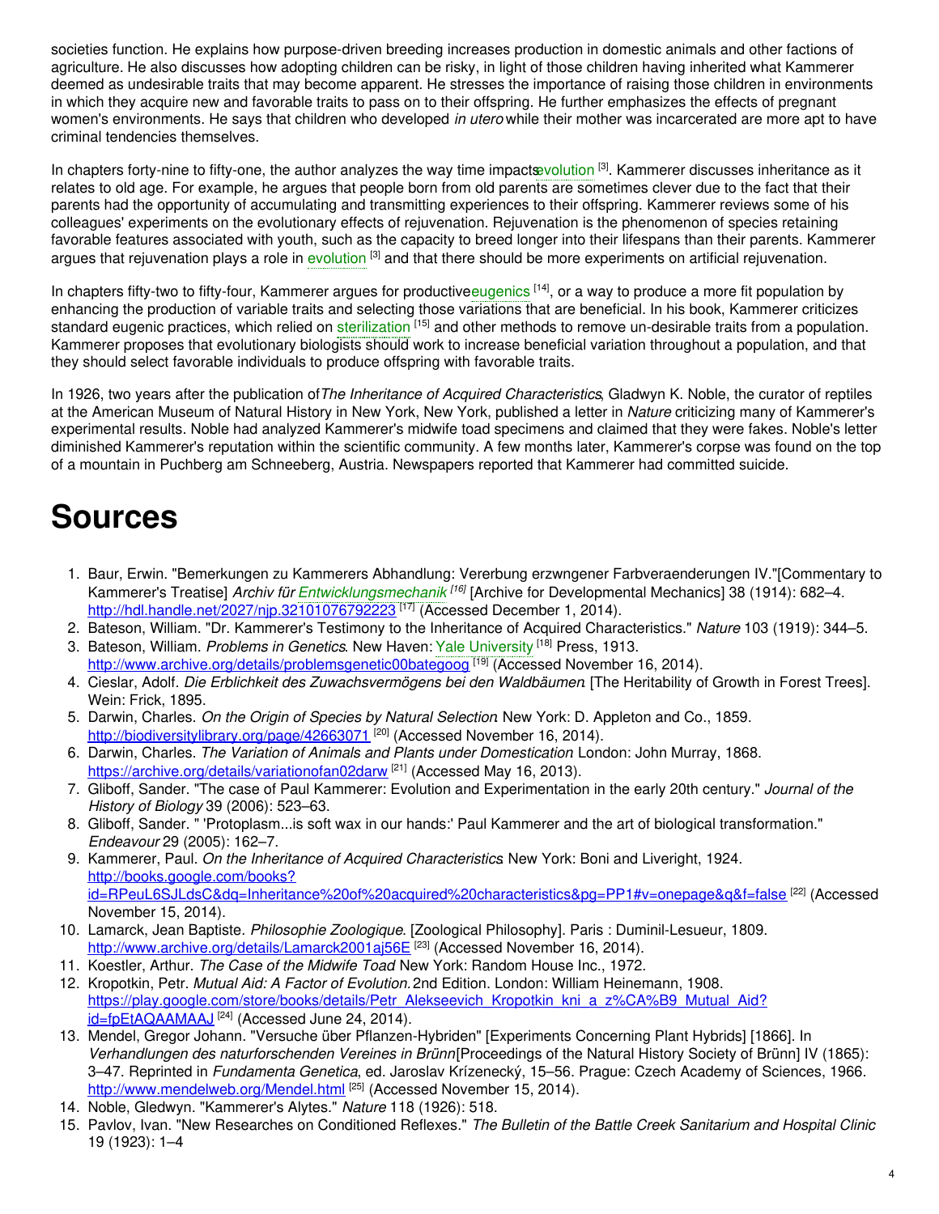societies function. He explains how purpose-driven breeding increases production in domestic animals and other factions of agriculture. He also discusses how adopting children can be risky, in light of those children having inherited what Kammerer deemed as undesirable traits that may become apparent. He stresses the importance of raising those children in environments in which they acquire new and favorable traits to pass on to their offspring. He further emphasizes the effects of pregnant women's environments. He says that children who developed *in utero* while their mother was incarcerated are more apt to have criminal tendencies themselves.

In chapters forty-nine to fifty-one, the author analyzes the way time impacts evolution [3]. Kammerer discusses inheritance as it relates to old age. For example, he argues that people born from old parents are sometimes clever due to the fact that their parents had the opportunity of accumulating and transmitting experiences to their offspring. Kammerer reviews some of his colleagues' experiments on the evolutionary effects of rejuvenation. Rejuvenation is the phenomenon of species retaining favorable features associated with youth, such as the capacity to breed longer into their lifespans than their parents. Kammerer argues that rejuvenation plays a role in evolution [3] and that there should be more experiments on artificial rejuvenation.

In chapters fifty-two to fifty-four, Kammerer argues for productive eugenics [14], or a way to produce a more fit population by enhancing the production of variable traits and selecting those variations that are beneficial. In his book, Kammerer criticizes standard eugenic practices, which relied on sterilization [15] and other methods to remove un-desirable traits from a population. Kammerer proposes that evolutionary biologists should work to increase beneficial variation throughout a population, and that they should select favorable individuals to produce offspring with favorable traits.

In 1926, two years after the publication of *The Inheritance of Acquired Characteristics*, Gladwyn K. Noble, the curator of reptiles at the American Museum of Natural History in New York, New York, published a letter in *Nature* criticizing many of Kammerer's experimental results. Noble had analyzed Kammerer's midwife toad specimens and claimed that they were fakes. Noble's letter diminished Kammerer's reputation within the scientific community. A few months later, Kammerer's corpse was found on the top of a mountain in Puchberg am Schneeberg, Austria. Newspapers reported that Kammerer had committed suicide.

# Sources

1. Baur, Erwin. "Bemerkungen zu Kammerers Abhandlung: Vererbung erzwngener Farbveraenderungen IV."[Commentary to Kammerer's Treatise] *Archiv für Entwicklungsmechanik* [16] [Archive for Developmental Mechanics] 38 (1914): 682–4. http://hdl.handle.net/2027/njp.32101076792223 [17] (Accessed December 1, 2014).
2. Bateson, William. "Dr. Kammerer's Testimony to the Inheritance of Acquired Characteristics." *Nature* 103 (1919): 344–5.
3. Bateson, William. *Problems in Genetics*. New Haven: Yale University [18] Press, 1913. http://www.archive.org/details/problemsgenetic00bategoog [19] (Accessed November 16, 2014).
4. Cieslar, Adolf. *Die Erblichkeit des Zuwachsvermögens bei den Waldbäumen*. [The Heritability of Growth in Forest Trees]. Wein: Frick, 1895.
5. Darwin, Charles. *On the Origin of Species by Natural Selection*. New York: D. Appleton and Co., 1859. http://biodiversitylibrary.org/page/42663071 [20] (Accessed November 16, 2014).
6. Darwin, Charles. *The Variation of Animals and Plants under Domestication*. London: John Murray, 1868. https://archive.org/details/variationofan02darw [21] (Accessed May 16, 2013).
7. Gliboff, Sander. "The case of Paul Kammerer: Evolution and Experimentation in the early 20th century." *Journal of the History of Biology* 39 (2006): 523–63.
8. Gliboff, Sander. " 'Protoplasm...is soft wax in our hands:' Paul Kammerer and the art of biological transformation." *Endeavour* 29 (2005): 162–7.
9. Kammerer, Paul. *On the Inheritance of Acquired Characteristics*. New York: Boni and Liveright, 1924. http://books.google.com/books?id=RPeuL6SJLdsC&dq=Inheritance%20of%20acquired%20characteristics&pg=PP1#v=onepage&q&f=false [22] (Accessed November 15, 2014).
10. Lamarck, Jean Baptiste. *Philosophie Zoologique*. [Zoological Philosophy]. Paris : Duminil-Lesueur, 1809. http://www.archive.org/details/Lamarck2001aj56E [23] (Accessed November 16, 2014).
11. Koestler, Arthur. *The Case of the Midwife Toad*. New York: Random House Inc., 1972.
12. Kropotkin, Petr. *Mutual Aid: A Factor of Evolution.* 2nd Edition. London: William Heinemann, 1908. https://play.google.com/store/books/details/Petr_Alekseevich_Kropotkin_kni_a_z%CA%B9_Mutual_Aid?id=fpEtAQAAMAAJ [24] (Accessed June 24, 2014).
13. Mendel, Gregor Johann. "Versuche über Pflanzen-Hybriden" [Experiments Concerning Plant Hybrids] [1866]. In *Verhandlungen des naturforschenden Vereines in Brünn*[Proceedings of the Natural History Society of Brünn] IV (1865): 3–47. Reprinted in *Fundamenta Genetica*, ed. Jaroslav Krízenecký, 15–56. Prague: Czech Academy of Sciences, 1966. http://www.mendelweb.org/Mendel.html [25] (Accessed November 15, 2014).
14. Noble, Gledwyn. "Kammerer's Alytes." *Nature* 118 (1926): 518.
15. Pavlov, Ivan. "New Researches on Conditioned Reflexes." *The Bulletin of the Battle Creek Sanitarium and Hospital Clinic* 19 (1923): 1–4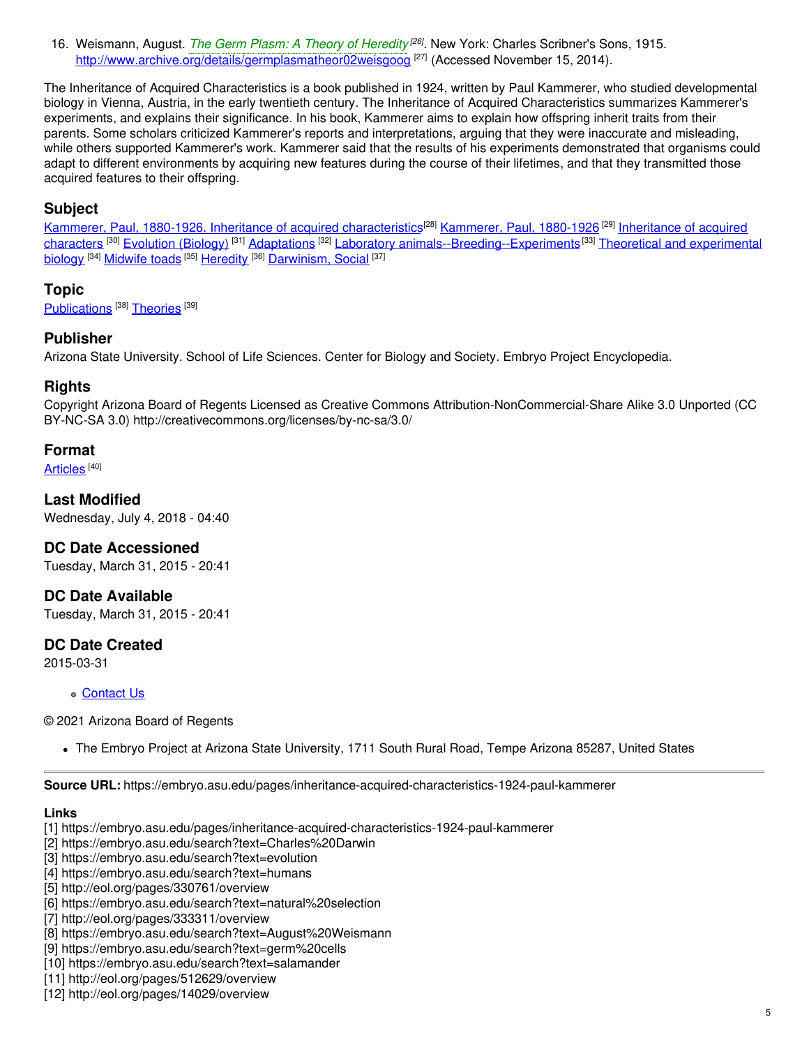16. Weismann, August. *The Germ Plasm: A Theory of Heredity* [26]. New York: Charles Scribner's Sons, 1915. http://www.archive.org/details/germplasmatheor02weisgoog [27] (Accessed November 15, 2014).

The Inheritance of Acquired Characteristics is a book published in 1924, written by Paul Kammerer, who studied developmental biology in Vienna, Austria, in the early twentieth century. The Inheritance of Acquired Characteristics summarizes Kammerer's experiments, and explains their significance. In his book, Kammerer aims to explain how offspring inherit traits from their parents. Some scholars criticized Kammerer's reports and interpretations, arguing that they were inaccurate and misleading, while others supported Kammerer's work. Kammerer said that the results of his experiments demonstrated that organisms could adapt to different environments by acquiring new features during the course of their lifetimes, and that they transmitted those acquired features to their offspring.

## Subject

Kammerer, Paul, 1880-1926. Inheritance of acquired characteristics [28] Kammerer, Paul, 1880-1926 [29] Inheritance of acquired characters [30] Evolution (Biology) [31] Adaptations [32] Laboratory animals--Breeding--Experiments [33] Theoretical and experimental biology [34] Midwife toads [35] Heredity [36] Darwinism, Social [37]

## Topic

Publications [38] Theories [39]

## Publisher

Arizona State University. School of Life Sciences. Center for Biology and Society. Embryo Project Encyclopedia.

## Rights

Copyright Arizona Board of Regents Licensed as Creative Commons Attribution-NonCommercial-Share Alike 3.0 Unported (CC BY-NC-SA 3.0) http://creativecommons.org/licenses/by-nc-sa/3.0/

## Format

Articles [40]

## Last Modified

Wednesday, July 4, 2018 - 04:40

## DC Date Accessioned

Tuesday, March 31, 2015 - 20:41

## DC Date Available

Tuesday, March 31, 2015 - 20:41

## DC Date Created

2015-03-31

- Contact Us

© 2021 Arizona Board of Regents

- The Embryo Project at Arizona State University, 1711 South Rural Road, Tempe Arizona 85287, United States

**Source URL:** https://embryo.asu.edu/pages/inheritance-acquired-characteristics-1924-paul-kammerer

**Links**

[1] https://embryo.asu.edu/pages/inheritance-acquired-characteristics-1924-paul-kammerer
[2] https://embryo.asu.edu/search?text=Charles%20Darwin
[3] https://embryo.asu.edu/search?text=evolution
[4] https://embryo.asu.edu/search?text=humans
[5] http://eol.org/pages/330761/overview
[6] https://embryo.asu.edu/search?text=natural%20selection
[7] http://eol.org/pages/333311/overview
[8] https://embryo.asu.edu/search?text=August%20Weismann
[9] https://embryo.asu.edu/search?text=germ%20cells
[10] https://embryo.asu.edu/search?text=salamander
[11] http://eol.org/pages/512629/overview
[12] http://eol.org/pages/14029/overview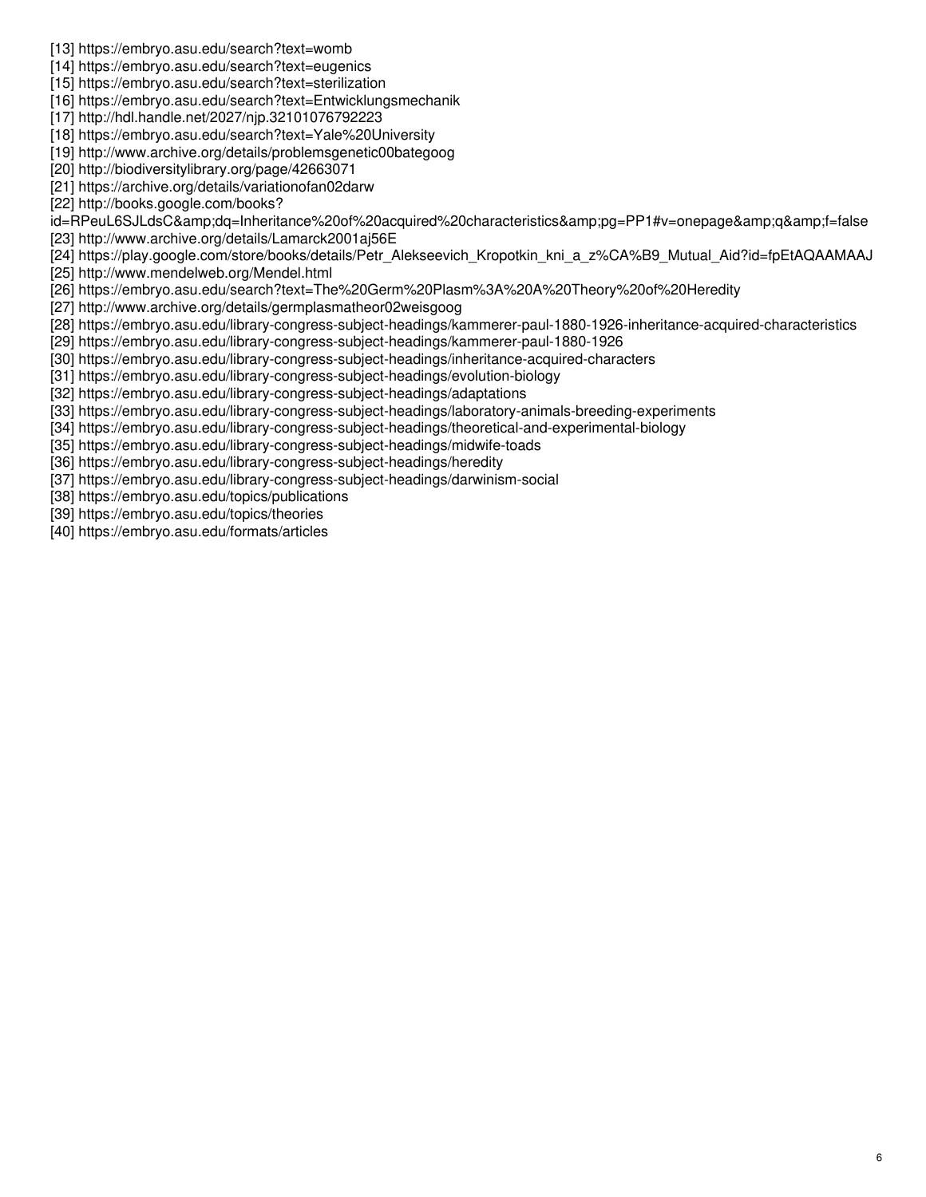[13] https://embryo.asu.edu/search?text=womb
[14] https://embryo.asu.edu/search?text=eugenics
[15] https://embryo.asu.edu/search?text=sterilization
[16] https://embryo.asu.edu/search?text=Entwicklungsmechanik
[17] http://hdl.handle.net/2027/njp.32101076792223
[18] https://embryo.asu.edu/search?text=Yale%20University
[19] http://www.archive.org/details/problemsgenetic00bategoog
[20] http://biodiversitylibrary.org/page/42663071
[21] https://archive.org/details/variationofan02darw
[22] http://books.google.com/books?id=RPeuL6SJLdsC&amp;dq=Inheritance%20of%20acquired%20characteristics&amp;pg=PP1#v=onepage&amp;q&amp;f=false
[23] http://www.archive.org/details/Lamarck2001aj56E
[24] https://play.google.com/store/books/details/Petr_Alekseevich_Kropotkin_kni_a_z%CA%B9_Mutual_Aid?id=fpEtAQAAMAAJ
[25] http://www.mendelweb.org/Mendel.html
[26] https://embryo.asu.edu/search?text=The%20Germ%20Plasm%3A%20A%20Theory%20of%20Heredity
[27] http://www.archive.org/details/germplasmatheor02weisgoog
[28] https://embryo.asu.edu/library-congress-subject-headings/kammerer-paul-1880-1926-inheritance-acquired-characteristics
[29] https://embryo.asu.edu/library-congress-subject-headings/kammerer-paul-1880-1926
[30] https://embryo.asu.edu/library-congress-subject-headings/inheritance-acquired-characters
[31] https://embryo.asu.edu/library-congress-subject-headings/evolution-biology
[32] https://embryo.asu.edu/library-congress-subject-headings/adaptations
[33] https://embryo.asu.edu/library-congress-subject-headings/laboratory-animals-breeding-experiments
[34] https://embryo.asu.edu/library-congress-subject-headings/theoretical-and-experimental-biology
[35] https://embryo.asu.edu/library-congress-subject-headings/midwife-toads
[36] https://embryo.asu.edu/library-congress-subject-headings/heredity
[37] https://embryo.asu.edu/library-congress-subject-headings/darwinism-social
[38] https://embryo.asu.edu/topics/publications
[39] https://embryo.asu.edu/topics/theories
[40] https://embryo.asu.edu/formats/articles